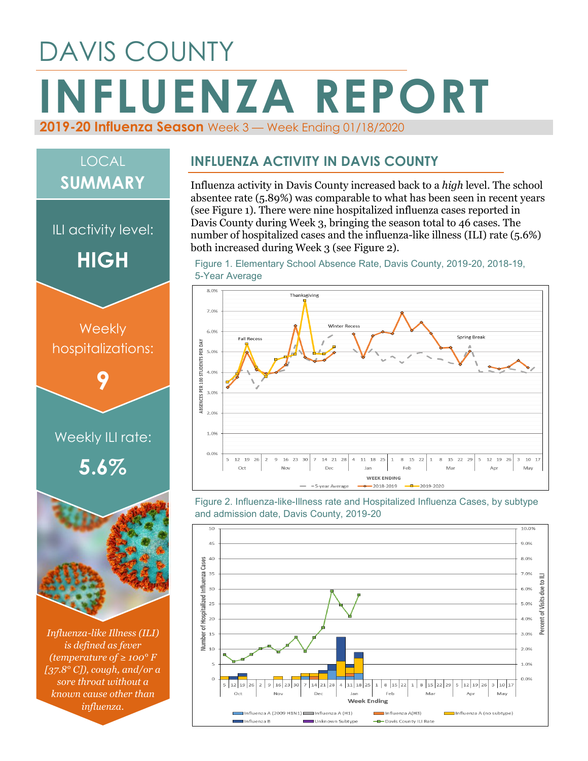# DAVIS COUNTY

# INFLUENZA REPORT

**2019-20 Influenza Season** Week 3 — Week Ending 01/18/2020

## LOCAL SUMMARY

ILI activity level:

**HIGH**

Weekly hospitalizations:

**9**

Weekly ILI rate:

**5.6%**

*Influenza-like Illness (ILI) is defined as fever (temperature of ≥ 100° F [37.8° C]), cough, and/or a sore throat without a known cause other than influenza.*

## INFLUENZA ACTIVITY IN DAVIS COUNTY

Influenza activity in Davis County increased back to a *high* level. The school absentee rate (5.89%) was comparable to what has been seen in recent years (see Figure 1). There were nine hospitalized influenza cases reported in Davis County during Week 3, bringing the season total to 46 cases. The number of hospitalized cases and the influenza-like illness (ILI) rate (5.6%) both increased during Week 3 (see Figure 2).

Figure 1. Elementary School Absence Rate, Davis County, 2019-20, 2018-19, 5-Year Average

ABSENCES PER 100 STUDENTS PER DAY
8.0%
7.0%
6.0%
5.0%
4.0%
3.0%
2.0%
1.0%
0.0%
Fall Recess
Thanksgiving
Winter Recess
Spring Break
5 12 19 26 2 9 16 23 30 7 14 21 28 4 11 18 25 1 8 15 22 1 8 15 22 29 5 12 19 26 3 10 17
Oct Nov Dec Jan Feb Mar Apr May
WEEK ENDING
5-year Average
2018-2019
2019-2020

Figure 2. Influenza-like-Illness rate and Hospitalized Influenza Cases, by subtype and admission date, Davis County, 2019-20

Number of Hospitalized Influenza Cases
50
45
40
35
30
25
20
15
10
5
0
Percent of Visits due to ILI
10.0%
9.0%
8.0%
7.0%
6.0%
5.0%
4.0%
3.0%
2.0%
1.0%
0.0%
5 12 19 26 2 9 16 23 30 7 14 21 28 4 11 18 25 1 8 15 22 1 8 15 22 29 5 12 19 26 3 10 17
Oct Nov Dec Jan Feb Mar Apr May
Week Ending
Influenza A (2009 H1N1)
Influenza A (H1)
Influenza A(H3)
Influenza A (no subtype)
Influenza B
Unknown Subtype
Davis County ILI Rate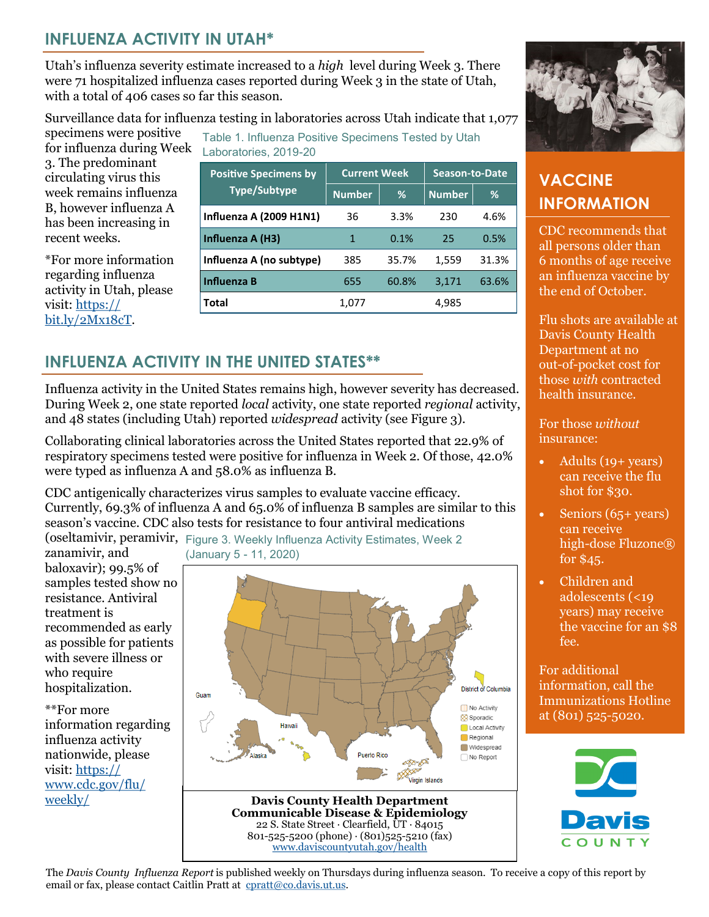## INFLUENZA ACTIVITY IN UTAH*

Utah's influenza severity estimate increased to a *high* level during Week 3. There were 71 hospitalized influenza cases reported during Week 3 in the state of Utah, with a total of 406 cases so far this season.

Surveillance data for influenza testing in laboratories across Utah indicate that 1,077 specimens were positive for influenza during Week 3. The predominant circulating virus this week remains influenza B, however influenza A has been increasing in recent weeks.

*For more information regarding influenza activity in Utah, please visit: https://bit.ly/2Mx18cT.

Table 1. Influenza Positive Specimens Tested by Utah Laboratories, 2019-20

| Positive Specimens by Type/Subtype | Current Week | | Season-to-Date | |
|---|---|---|---|---|
| | Number | % | Number | % |
| Influenza A (2009 H1N1) | 36 | 3.3% | 230 | 4.6% |
| Influenza A (H3) | 1 | 0.1% | 25 | 0.5% |
| Influenza A (no subtype) | 385 | 35.7% | 1,559 | 31.3% |
| Influenza B | 655 | 60.8% | 3,171 | 63.6% |
| Total | 1,077 | | 4,985 | |

## INFLUENZA ACTIVITY IN THE UNITED STATES**

Influenza activity in the United States remains high, however severity has decreased. During Week 2, one state reported *local* activity, one state reported *regional* activity, and 48 states (including Utah) reported *widespread* activity (see Figure 3).

Collaborating clinical laboratories across the United States reported that 22.9% of respiratory specimens tested were positive for influenza in Week 2. Of those, 42.0% were typed as influenza A and 58.0% as influenza B.

CDC antigenically characterizes virus samples to evaluate vaccine efficacy. Currently, 69.3% of influenza A and 65.0% of influenza B samples are similar to this season's vaccine. CDC also tests for resistance to four antiviral medications (oseltamivir, peramivir, zanamivir, and baloxavir); 99.5% of samples tested show no resistance. Antiviral treatment is recommended as early as possible for patients with severe illness or who require hospitalization.

**For more information regarding influenza activity nationwide, please visit: https://www.cdc.gov/flu/weekly/

Figure 3. Weekly Influenza Activity Estimates, Week 2 (January 5 - 11, 2020)

Guam
Hawaii
Alaska
Puerto Rico
Virgin Islands
District of Columbia
No Activity
Sporadic
Local Activity
Regional
Widespread
No Report

**Davis County Health Department**
**Communicable Disease & Epidemiology**
22 S. State Street · Clearfield, UT · 84015
801-525-5200 (phone) · (801)525-5210 (fax)
www.daviscountyutah.gov/health

## VACCINE INFORMATION

CDC recommends that all persons older than 6 months of age receive an influenza vaccine by the end of October.

Flu shots are available at Davis County Health Department at no out-of-pocket cost for those *with* contracted health insurance.

For those *without* insurance:

- Adults (19+ years) can receive the flu shot for $30.
- Seniors (65+ years) can receive high-dose Fluzone® for $45.
- Children and adolescents (<19 years) may receive the vaccine for an $8 fee.

For additional information, call the Immunizations Hotline at (801) 525-5020.

Davis COUNTY

The *Davis County Influenza Report* is published weekly on Thursdays during influenza season. To receive a copy of this report by email or fax, please contact Caitlin Pratt at cpratt@co.davis.ut.us.